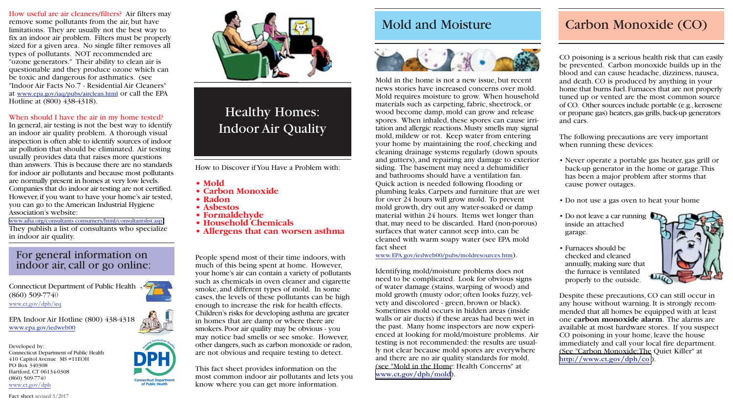**How useful are air cleaners/filters?** Air filters may remove some pollutants from the air, but have limitations. They are usually not the best way to fix an indoor air problem. Filters must be properly sized for a given area. No single filter removes all types of pollutants. NOT recommended are "ozone generators." Their ability to clean air is questionable and they produce ozone which can be toxic and dangerous for asthmatics. (see "Indoor Air Facts No.7 - Residential Air Cleaners" at www.epa.gov/iaq/pubs/airclean.html or call the EPA Hotline at (800) 438-4318).

**When should I have the air in my home tested?** In general, air testing is not the best way to identify an indoor air quality problem. A thorough visual inspection is often able to identify sources of indoor air pollution that should be eliminated. Air testing usually provides data that raises more questions than answers. This is because there are no standards for indoor air pollutants and because most pollutants are normally present in homes at very low levels. Companies that do indoor air testing are not certified. However, if you want to have your home's air tested, you can go to the American Industrial Hygiene Association's website: www.aiha.org/consultants consumers/html/consultantslist.asp. They publish a list of consultants who specialize in indoor air quality.

## For general information on indoor air, call or go online:

Connecticut Department of Public Health
(860) 509-7740
www.ct.gov/dph/ieq

EPA Indoor Air Hotline (800) 438-4318
www.epa.gov/iedweb00

Developed by:
Connecticut Department of Public Health
410 Capitol Avenue MS #11EOH
PO Box 340308
Hartford, CT 06134-0308
(860) 509-7740
www.ct.gov/dph

Fact sheet revised 5/2017

# Healthy Homes: Indoor Air Quality

How to Discover if You Have a Problem with:

- **Mold**
- **Carbon Monoxide**
- **Radon**
- **Asbestos**
- **Formaldehyde**
- **Household Chemicals**
- **Allergens that can worsen asthma**

People spend most of their time indoors, with much of this being spent at home. However, your home's air can contain a variety of pollutants such as chemicals in oven cleaner and cigarette smoke, and different types of mold. In some cases, the levels of these pollutants can be high enough to increase the risk for health effects. Children's risks for developing asthma are greater in homes that are damp or where there are smokers. Poor air quality may be obvious - you may notice bad smells or see smoke. However, other dangers, such as carbon monoxide or radon, are not obvious and require testing to detect.

This fact sheet provides information on the most common indoor air pollutants and lets you know where you can get more information.

## Mold and Moisture

Mold in the home is not a new issue, but recent news stories have increased concerns over mold. Mold requires moisture to grow. When household materials such as carpeting, fabric, sheetrock, or wood become damp, mold can grow and release spores. When inhaled, these spores can cause irritation and allergic reactions. Musty smells may signal mold, mildew or rot. Keep water from entering your home by maintaining the roof, checking and cleaning drainage systems regularly (down spouts and gutters), and repairing any damage to exterior siding. The basement may need a dehumidifier and bathrooms should have a ventilation fan. Quick action is needed following flooding or plumbing leaks. Carpets and furniture that are wet for over 24 hours will grow mold. To prevent mold growth, dry out any water-soaked or damp material within 24 hours. Items wet longer than that, may need to be discarded. Hard (non-porous) surfaces that water cannot seep into, can be cleaned with warm soapy water (see EPA mold fact sheet www.EPA.gov/iedweb00/pubs/moldresources.htm).

Identifying mold/moisture problems does not need to be complicated. Look for obvious signs of water damage (stains, warping of wood) and mold growth (musty odor; often looks fuzzy, velvety and discolored - green, brown or black). Sometimes mold occurs in hidden areas (inside walls or air ducts) if these areas had been wet in the past. Many home inspectors are now experienced at looking for mold/moisture problems. Air testing is not recommended: the results are usually not clear because mold spores are everywhere and there are no air quality standards for mold. (see "Mold in the Home: Health Concerns" at www.ct.gov/dph/mold).

## Carbon Monoxide (CO)

CO poisoning is a serious health risk that can easily be prevented. Carbon monoxide builds up in the blood and can cause headache, dizziness, nausea, and death. CO is produced by anything in your home that burns fuel. Furnaces that are not properly tuned up or vented are the most common source of CO. Other sources include portable (e.g., kerosene or propane gas) heaters, gas grills, back-up generators and cars.

The following precautions are very important when running these devices:

- Never operate a portable gas heater, gas grill or back-up generator in the home or garage. This has been a major problem after storms that cause power outages.
- Do not use a gas oven to heat your home
- Do not leave a car running inside an attached garage.
- Furnaces should be checked and cleaned annually, making sure that the furnace is ventilated properly to the outside.

Despite these precautions, CO can still occur in any house without warning. It is strongly recommended that all homes be equipped with at least one **carbon monoxide alarm**. The alarms are available at most hardware stores. If you suspect CO poisoning in your home, leave the house immediately and call your local fire department. (See "Carbon Monoxide:The Quiet Killer" at **http://www.ct.gov/dph/co**).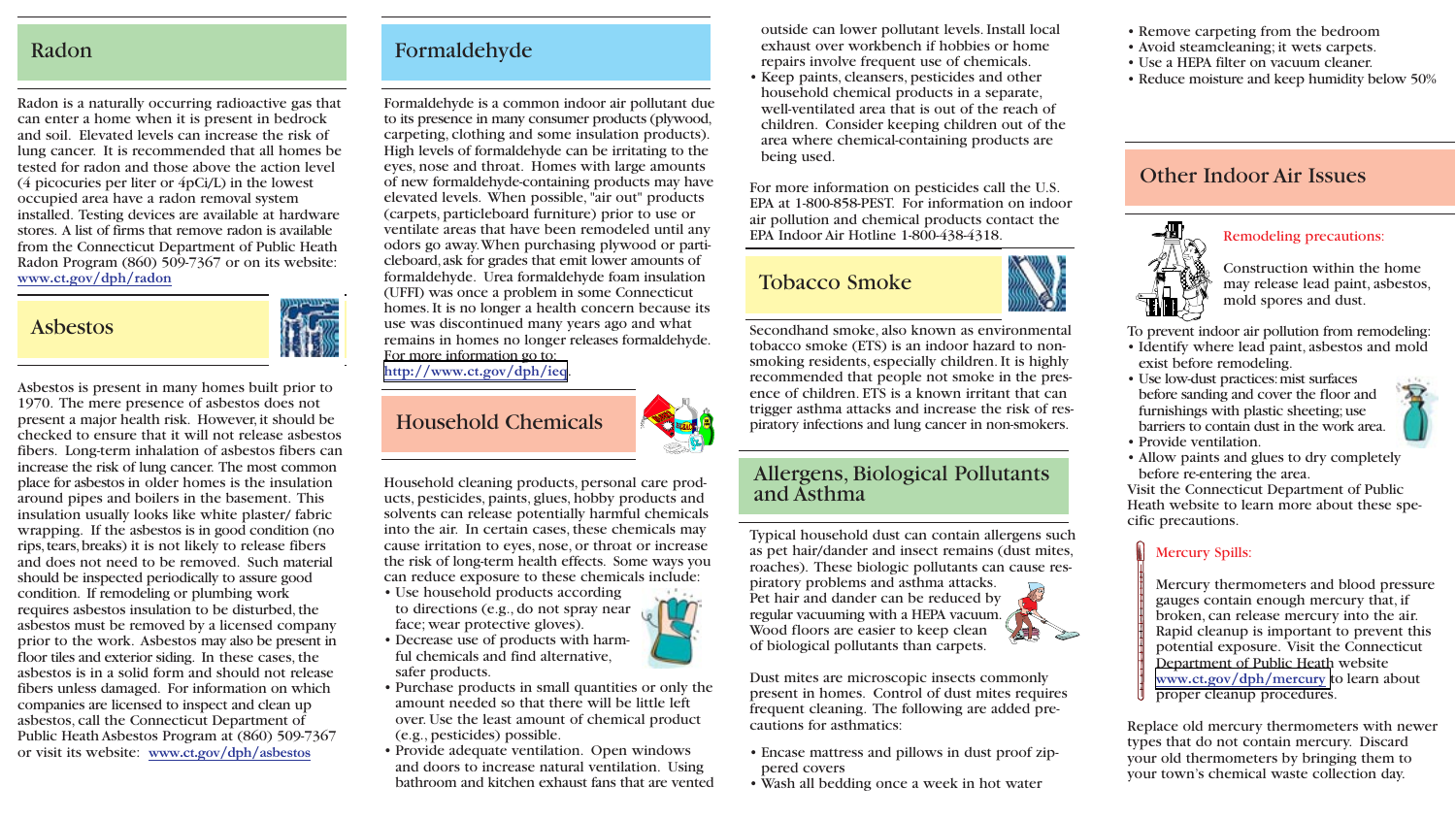## Radon

Radon is a naturally occurring radioactive gas that can enter a home when it is present in bedrock and soil. Elevated levels can increase the risk of lung cancer. It is recommended that all homes be tested for radon and those above the action level (4 picocuries per liter or 4pCi/L) in the lowest occupied area have a radon removal system installed. Testing devices are available at hardware stores. A list of firms that remove radon is available from the Connecticut Department of Public Health Radon Program (860) 509-7367 or on its website: www.ct.gov/dph/radon

## Asbestos

Asbestos is present in many homes built prior to 1970. The mere presence of asbestos does not present a major health risk. However, it should be checked to ensure that it will not release asbestos fibers. Long-term inhalation of asbestos fibers can increase the risk of lung cancer. The most common place for asbestos in older homes is the insulation around pipes and boilers in the basement. This insulation usually looks like white plaster/ fabric wrapping. If the asbestos is in good condition (no rips, tears, breaks) it is not likely to release fibers and does not need to be removed. Such material should be inspected periodically to assure good condition. If remodeling or plumbing work requires asbestos insulation to be disturbed, the asbestos must be removed by a licensed company prior to the work. Asbestos may also be present in floor tiles and exterior siding. In these cases, the asbestos is in a solid form and should not release fibers unless damaged. For information on which companies are licensed to inspect and clean up asbestos, call the Connecticut Department of Public Health Asbestos Program at (860) 509-7367 or visit its website: www.ct.gov/dph/asbestos

## Formaldehyde

Formaldehyde is a common indoor air pollutant due to its presence in many consumer products (plywood, carpeting, clothing and some insulation products). High levels of formaldehyde can be irritating to the eyes, nose and throat. Homes with large amounts of new formaldehyde-containing products may have elevated levels. When possible, "air out" products (carpets, particleboard furniture) prior to use or ventilate areas that have been remodeled until any odors go away. When purchasing plywood or particleboard, ask for grades that emit lower amounts of formaldehyde. Urea formaldehyde foam insulation (UFFI) was once a problem in some Connecticut homes. It is no longer a health concern because its use was discontinued many years ago and what remains in homes no longer releases formaldehyde. For more information go to: http://www.ct.gov/dph/ieq.

## Household Chemicals

Household cleaning products, personal care products, pesticides, paints, glues, hobby products and solvents can release potentially harmful chemicals into the air. In certain cases, these chemicals may cause irritation to eyes, nose, or throat or increase the risk of long-term health effects. Some ways you can reduce exposure to these chemicals include:

- Use household products according to directions (e.g., do not spray near face; wear protective gloves).
- Decrease use of products with harmful chemicals and find alternative, safer products.
- Purchase products in small quantities or only the amount needed so that there will be little left over. Use the least amount of chemical product (e.g., pesticides) possible.
- Provide adequate ventilation. Open windows and doors to increase natural ventilation. Using bathroom and kitchen exhaust fans that are vented outside can lower pollutant levels. Install local exhaust over workbench if hobbies or home repairs involve frequent use of chemicals.
- Keep paints, cleansers, pesticides and other household chemical products in a separate, well-ventilated area that is out of the reach of children. Consider keeping children out of the area where chemical-containing products are being used.

For more information on pesticides call the U.S. EPA at 1-800-858-PEST. For information on indoor air pollution and chemical products contact the EPA Indoor Air Hotline 1-800-438-4318.

## Tobacco Smoke

Secondhand smoke, also known as environmental tobacco smoke (ETS) is an indoor hazard to non-smoking residents, especially children. It is highly recommended that people not smoke in the presence of children. ETS is a known irritant that can trigger asthma attacks and increase the risk of respiratory infections and lung cancer in non-smokers.

## Allergens, Biological Pollutants and Asthma

Typical household dust can contain allergens such as pet hair/dander and insect remains (dust mites, roaches). These biologic pollutants can cause respiratory problems and asthma attacks. Pet hair and dander can be reduced by regular vacuuming with a HEPA vacuum. Wood floors are easier to keep clean of biological pollutants than carpets.

Dust mites are microscopic insects commonly present in homes. Control of dust mites requires frequent cleaning. The following are added precautions for asthmatics:

- Encase mattress and pillows in dust proof zippered covers
- Wash all bedding once a week in hot water
- Remove carpeting from the bedroom
- Avoid steamcleaning; it wets carpets.
- Use a HEPA filter on vacuum cleaner.
- Reduce moisture and keep humidity below 50%

## Other Indoor Air Issues

### Remodeling precautions:

Construction within the home may release lead paint, asbestos, mold spores and dust.

To prevent indoor air pollution from remodeling:

- Identify where lead paint, asbestos and mold exist before remodeling.
- Use low-dust practices: mist surfaces before sanding and cover the floor and furnishings with plastic sheeting; use barriers to contain dust in the work area.
- Provide ventilation.
- Allow paints and glues to dry completely before re-entering the area.

Visit the Connecticut Department of Public Health website to learn more about these specific precautions.

### Mercury Spills:

Mercury thermometers and blood pressure gauges contain enough mercury that, if broken, can release mercury into the air. Rapid cleanup is important to prevent this potential exposure. Visit the Connecticut Department of Public Heath website www.ct.gov/dph/mercury to learn about proper cleanup procedures.

Replace old mercury thermometers with newer types that do not contain mercury. Discard your old thermometers by bringing them to your town's chemical waste collection day.